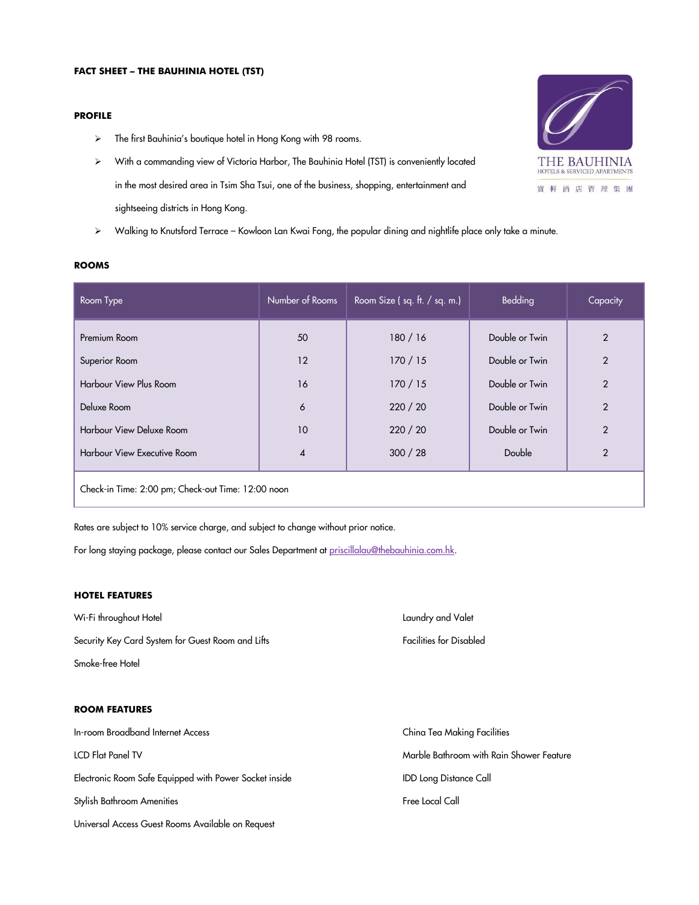**FACT SHEET – THE BAUHINIA HOTEL (TST)**

THE BAUHINIA
HOTELS & SERVICED APARTMENTS
寶 軒 酒 店 管 理 集 團

**PROFILE**

- The first Bauhinia's boutique hotel in Hong Kong with 98 rooms.
- With a commanding view of Victoria Harbor, The Bauhinia Hotel (TST) is conveniently located in the most desired area in Tsim Sha Tsui, one of the business, shopping, entertainment and sightseeing districts in Hong Kong.
- Walking to Knutsford Terrace – Kowloon Lan Kwai Fong, the popular dining and nightlife place only take a minute.

**ROOMS**

| Room Type | Number of Rooms | Room Size ( sq. ft. / sq. m.) | Bedding | Capacity |
|---|---|---|---|---|
| Premium Room | 50 | 180 / 16 | Double or Twin | 2 |
| Superior Room | 12 | 170 / 15 | Double or Twin | 2 |
| Harbour View Plus Room | 16 | 170 / 15 | Double or Twin | 2 |
| Deluxe Room | 6 | 220 / 20 | Double or Twin | 2 |
| Harbour View Deluxe Room | 10 | 220 / 20 | Double or Twin | 2 |
| Harbour View Executive Room | 4 | 300 / 28 | Double | 2 |
| Check-in Time: 2:00 pm; Check-out Time: 12:00 noon | | | | |

Rates are subject to 10% service charge, and subject to change without prior notice.

For long staying package, please contact our Sales Department at priscillalau@thebauhinia.com.hk.

**HOTEL FEATURES**

Wi-Fi throughout Hotel

Security Key Card System for Guest Room and Lifts

Smoke-free Hotel

Laundry and Valet

Facilities for Disabled

**ROOM FEATURES**

In-room Broadband Internet Access

LCD Flat Panel TV

Electronic Room Safe Equipped with Power Socket inside

Stylish Bathroom Amenities

Universal Access Guest Rooms Available on Request

China Tea Making Facilities

Marble Bathroom with Rain Shower Feature

IDD Long Distance Call

Free Local Call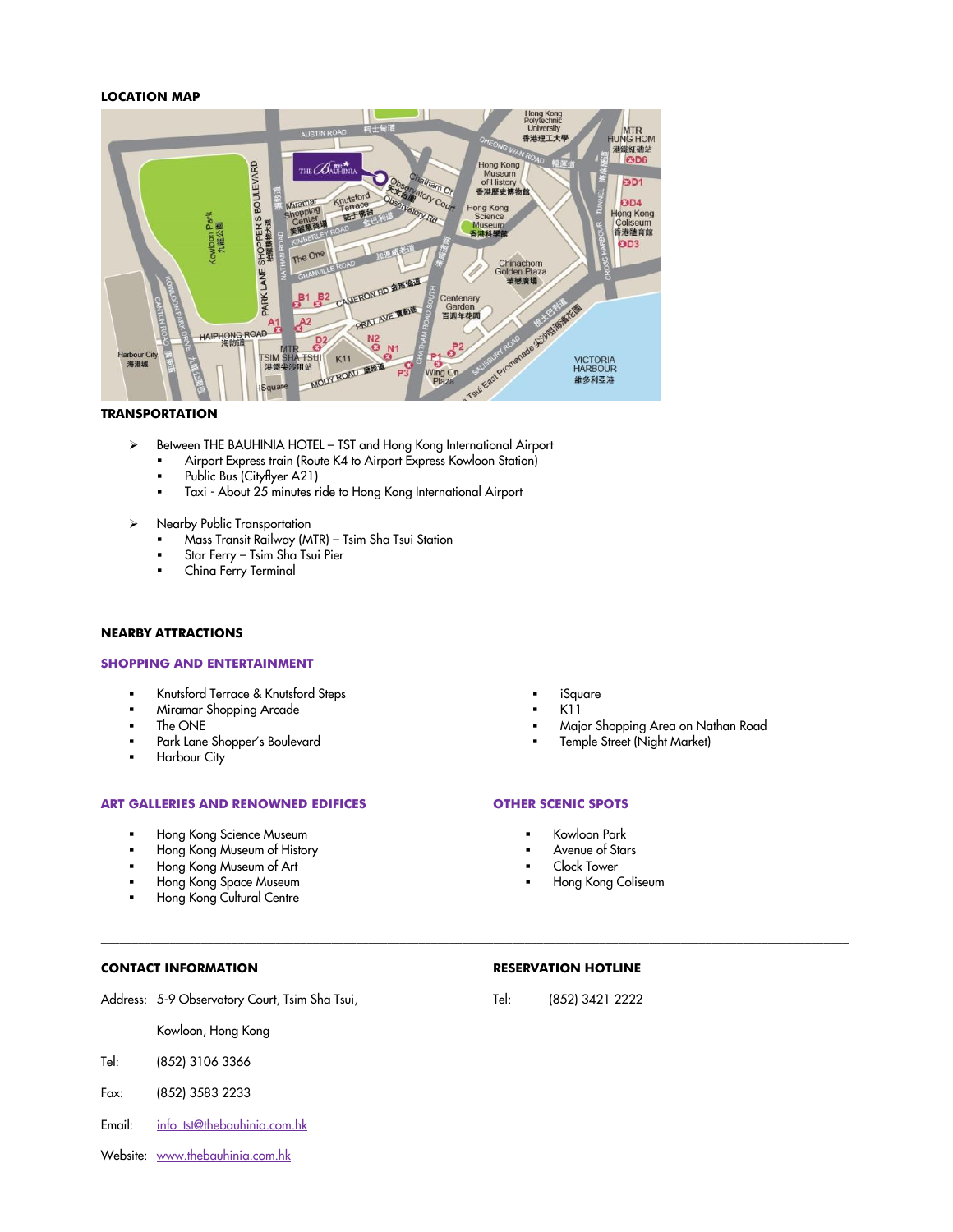## LOCATION MAP

## TRANSPORTATION

- Between THE BAUHINIA HOTEL – TST and Hong Kong International Airport
  - Airport Express train (Route K4 to Airport Express Kowloon Station)
  - Public Bus (Cityflyer A21)
  - Taxi - About 25 minutes ride to Hong Kong International Airport
- Nearby Public Transportation
  - Mass Transit Railway (MTR) – Tsim Sha Tsui Station
  - Star Ferry – Tsim Sha Tsui Pier
  - China Ferry Terminal

## NEARBY ATTRACTIONS

### SHOPPING AND ENTERTAINMENT

- Knutsford Terrace & Knutsford Steps
- Miramar Shopping Arcade
- The ONE
- Park Lane Shopper's Boulevard
- Harbour City
- iSquare
- K11
- Major Shopping Area on Nathan Road
- Temple Street (Night Market)

### ART GALLERIES AND RENOWNED EDIFICES

- Hong Kong Science Museum
- Hong Kong Museum of History
- Hong Kong Museum of Art
- Hong Kong Space Museum
- Hong Kong Cultural Centre

### OTHER SCENIC SPOTS

- Kowloon Park
- Avenue of Stars
- Clock Tower
- Hong Kong Coliseum

---

## CONTACT INFORMATION

Address: 5-9 Observatory Court, Tsim Sha Tsui,
Kowloon, Hong Kong

Tel: (852) 3106 3366

Fax: (852) 3583 2233

Email: info_tst@thebauhinia.com.hk

Website: www.thebauhinia.com.hk

## RESERVATION HOTLINE

Tel: (852) 3421 2222